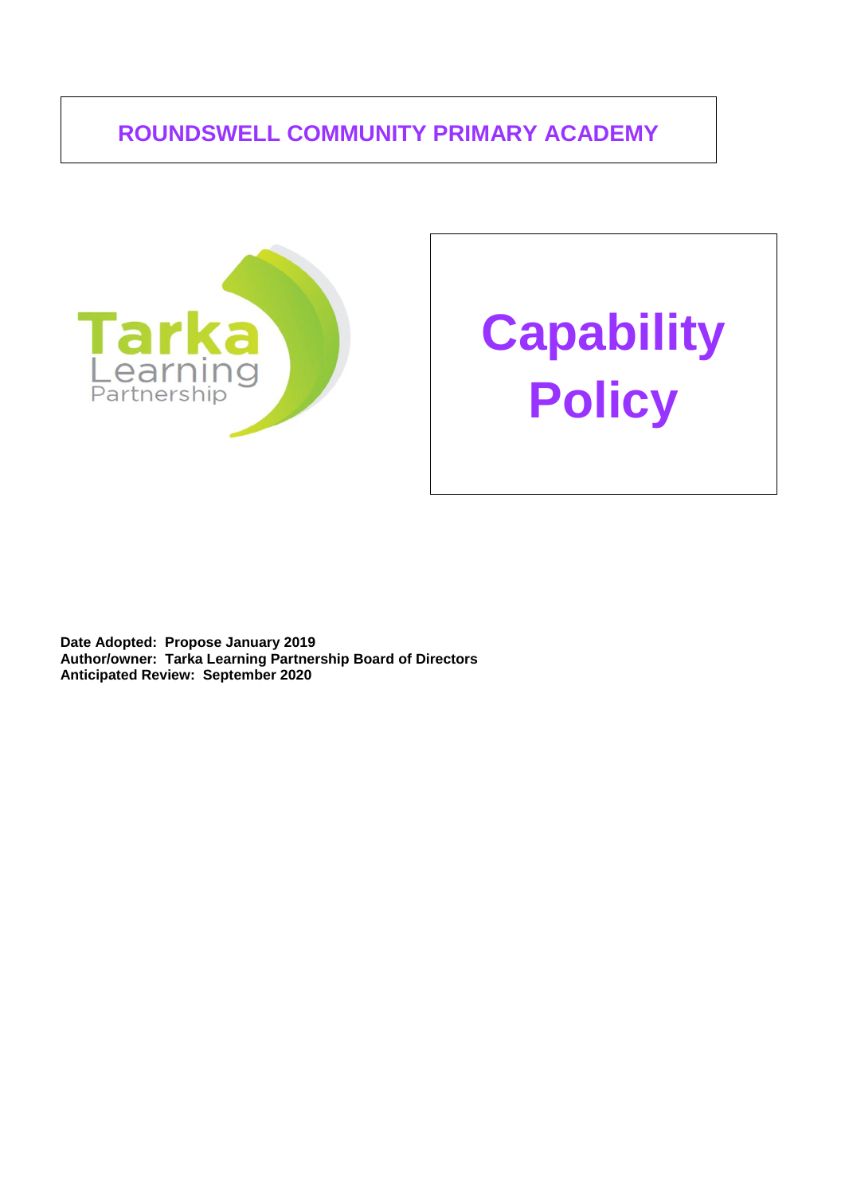# ROUNDSWELL COMMUNITY PRIMARY ACADEMY

Tarka Learning Partnership

# Capability Policy

**Date Adopted: Propose January 2019**
**Author/owner: Tarka Learning Partnership Board of Directors**
**Anticipated Review: September 2020**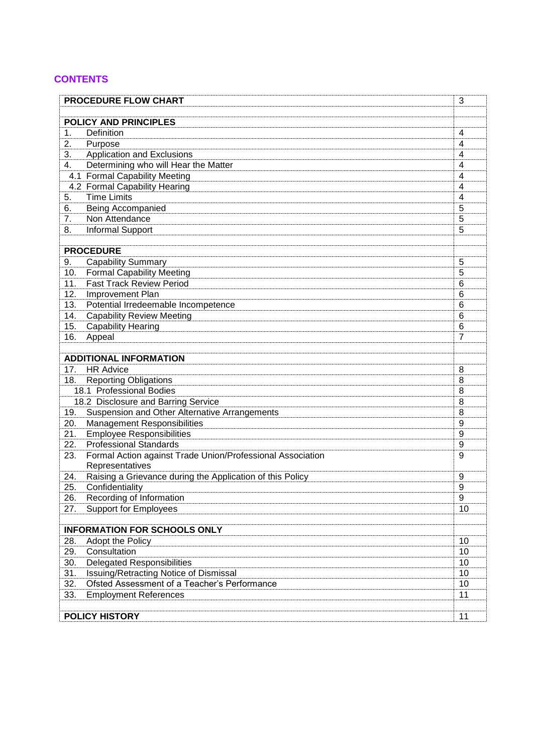## CONTENTS

| PROCEDURE FLOW CHART | 3 |
|---|---|
| | |
| **POLICY AND PRINCIPLES** | |
| 1. Definition | 4 |
| 2. Purpose | 4 |
| 3. Application and Exclusions | 4 |
| 4. Determining who will Hear the Matter | 4 |
| 4.1 Formal Capability Meeting | 4 |
| 4.2 Formal Capability Hearing | 4 |
| 5. Time Limits | 4 |
| 6. Being Accompanied | 5 |
| 7. Non Attendance | 5 |
| 8. Informal Support | 5 |
| | |
| **PROCEDURE** | |
| 9. Capability Summary | 5 |
| 10. Formal Capability Meeting | 5 |
| 11. Fast Track Review Period | 6 |
| 12. Improvement Plan | 6 |
| 13. Potential Irredeemable Incompetence | 6 |
| 14. Capability Review Meeting | 6 |
| 15. Capability Hearing | 6 |
| 16. Appeal | 7 |
| | |
| **ADDITIONAL INFORMATION** | |
| 17. HR Advice | 8 |
| 18. Reporting Obligations | 8 |
| 18.1 Professional Bodies | 8 |
| 18.2 Disclosure and Barring Service | 8 |
| 19. Suspension and Other Alternative Arrangements | 8 |
| 20. Management Responsibilities | 9 |
| 21. Employee Responsibilities | 9 |
| 22. Professional Standards | 9 |
| 23. Formal Action against Trade Union/Professional Association Representatives | 9 |
| 24. Raising a Grievance during the Application of this Policy | 9 |
| 25. Confidentiality | 9 |
| 26. Recording of Information | 9 |
| 27. Support for Employees | 10 |
| | |
| **INFORMATION FOR SCHOOLS ONLY** | |
| 28. Adopt the Policy | 10 |
| 29. Consultation | 10 |
| 30. Delegated Responsibilities | 10 |
| 31. Issuing/Retracting Notice of Dismissal | 10 |
| 32. Ofsted Assessment of a Teacher's Performance | 10 |
| 33. Employment References | 11 |
| | |
| **POLICY HISTORY** | 11 |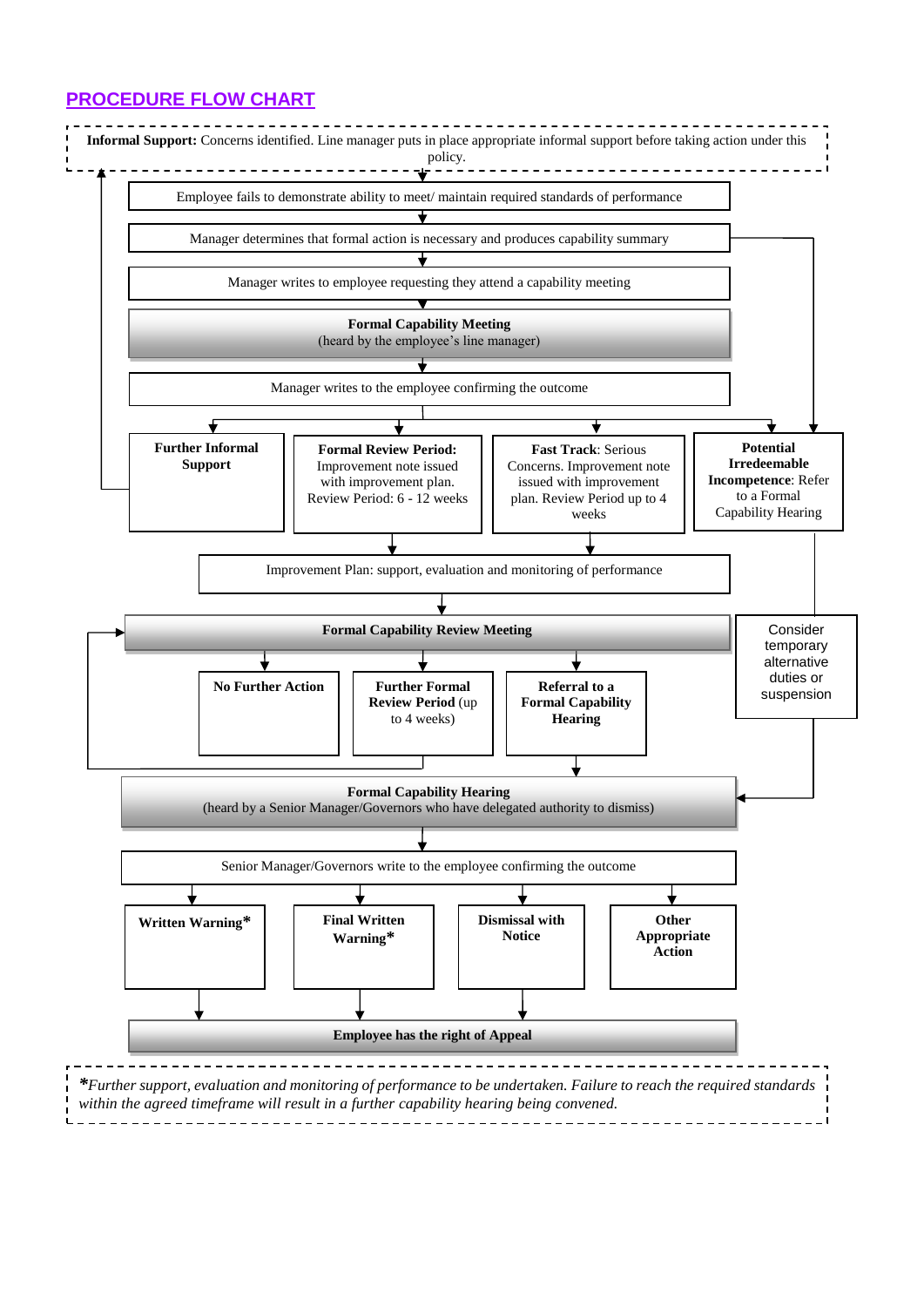## PROCEDURE FLOW CHART

**Informal Support:** Concerns identified. Line manager puts in place appropriate informal support before taking action under this policy.

Employee fails to demonstrate ability to meet/ maintain required standards of performance

Manager determines that formal action is necessary and produces capability summary

Manager writes to employee requesting they attend a capability meeting

**Formal Capability Meeting**
(heard by the employee's line manager)

Manager writes to the employee confirming the outcome

**Further Informal Support**

**Formal Review Period:** Improvement note issued with improvement plan. Review Period: 6 - 12 weeks

**Fast Track**: Serious Concerns. Improvement note issued with improvement plan. Review Period up to 4 weeks

**Potential Irredeemable Incompetence**: Refer to a Formal Capability Hearing

Improvement Plan: support, evaluation and monitoring of performance

**Formal Capability Review Meeting**

Consider temporary alternative duties or suspension

**No Further Action**

**Further Formal Review Period** (up to 4 weeks)

**Referral to a Formal Capability Hearing**

**Formal Capability Hearing**
(heard by a Senior Manager/Governors who have delegated authority to dismiss)

Senior Manager/Governors write to the employee confirming the outcome

**Written Warning***

**Final Written Warning***

**Dismissal with Notice**

**Other Appropriate Action**

**Employee has the right of Appeal**

****Further support, evaluation and monitoring of performance to be undertaken. Failure to reach the required standards within the agreed timeframe will result in a further capability hearing being convened.*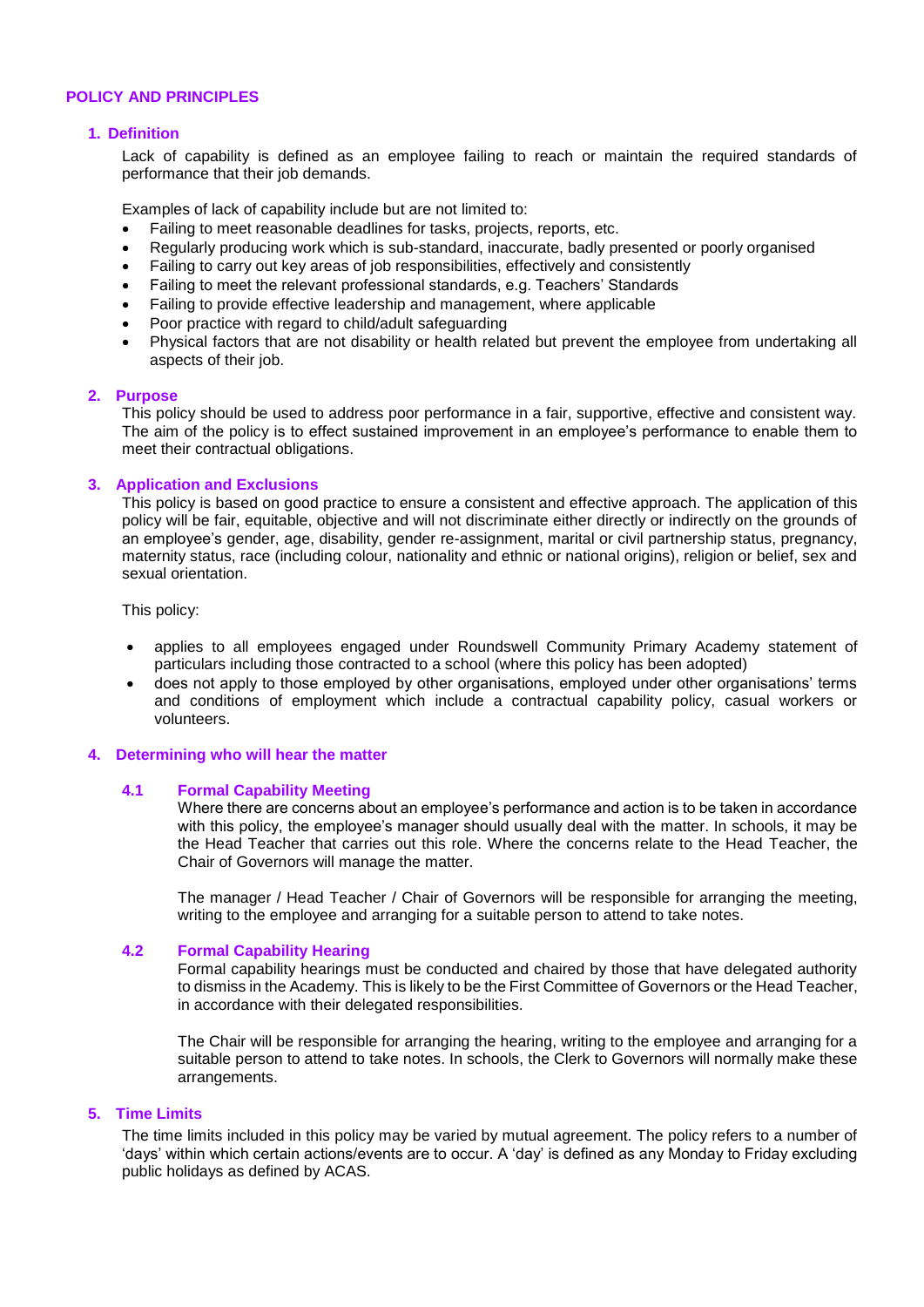# POLICY AND PRINCIPLES

## 1. Definition

Lack of capability is defined as an employee failing to reach or maintain the required standards of performance that their job demands.

Examples of lack of capability include but are not limited to:

- Failing to meet reasonable deadlines for tasks, projects, reports, etc.
- Regularly producing work which is sub-standard, inaccurate, badly presented or poorly organised
- Failing to carry out key areas of job responsibilities, effectively and consistently
- Failing to meet the relevant professional standards, e.g. Teachers' Standards
- Failing to provide effective leadership and management, where applicable
- Poor practice with regard to child/adult safeguarding
- Physical factors that are not disability or health related but prevent the employee from undertaking all aspects of their job.

## 2. Purpose

This policy should be used to address poor performance in a fair, supportive, effective and consistent way. The aim of the policy is to effect sustained improvement in an employee's performance to enable them to meet their contractual obligations.

## 3. Application and Exclusions

This policy is based on good practice to ensure a consistent and effective approach. The application of this policy will be fair, equitable, objective and will not discriminate either directly or indirectly on the grounds of an employee's gender, age, disability, gender re-assignment, marital or civil partnership status, pregnancy, maternity status, race (including colour, nationality and ethnic or national origins), religion or belief, sex and sexual orientation.

This policy:

- applies to all employees engaged under Roundswell Community Primary Academy statement of particulars including those contracted to a school (where this policy has been adopted)
- does not apply to those employed by other organisations, employed under other organisations' terms and conditions of employment which include a contractual capability policy, casual workers or volunteers.

## 4. Determining who will hear the matter

### 4.1 Formal Capability Meeting

Where there are concerns about an employee's performance and action is to be taken in accordance with this policy, the employee's manager should usually deal with the matter. In schools, it may be the Head Teacher that carries out this role. Where the concerns relate to the Head Teacher, the Chair of Governors will manage the matter.

The manager / Head Teacher / Chair of Governors will be responsible for arranging the meeting, writing to the employee and arranging for a suitable person to attend to take notes.

### 4.2 Formal Capability Hearing

Formal capability hearings must be conducted and chaired by those that have delegated authority to dismiss in the Academy. This is likely to be the First Committee of Governors or the Head Teacher, in accordance with their delegated responsibilities.

The Chair will be responsible for arranging the hearing, writing to the employee and arranging for a suitable person to attend to take notes. In schools, the Clerk to Governors will normally make these arrangements.

## 5. Time Limits

The time limits included in this policy may be varied by mutual agreement. The policy refers to a number of 'days' within which certain actions/events are to occur. A 'day' is defined as any Monday to Friday excluding public holidays as defined by ACAS.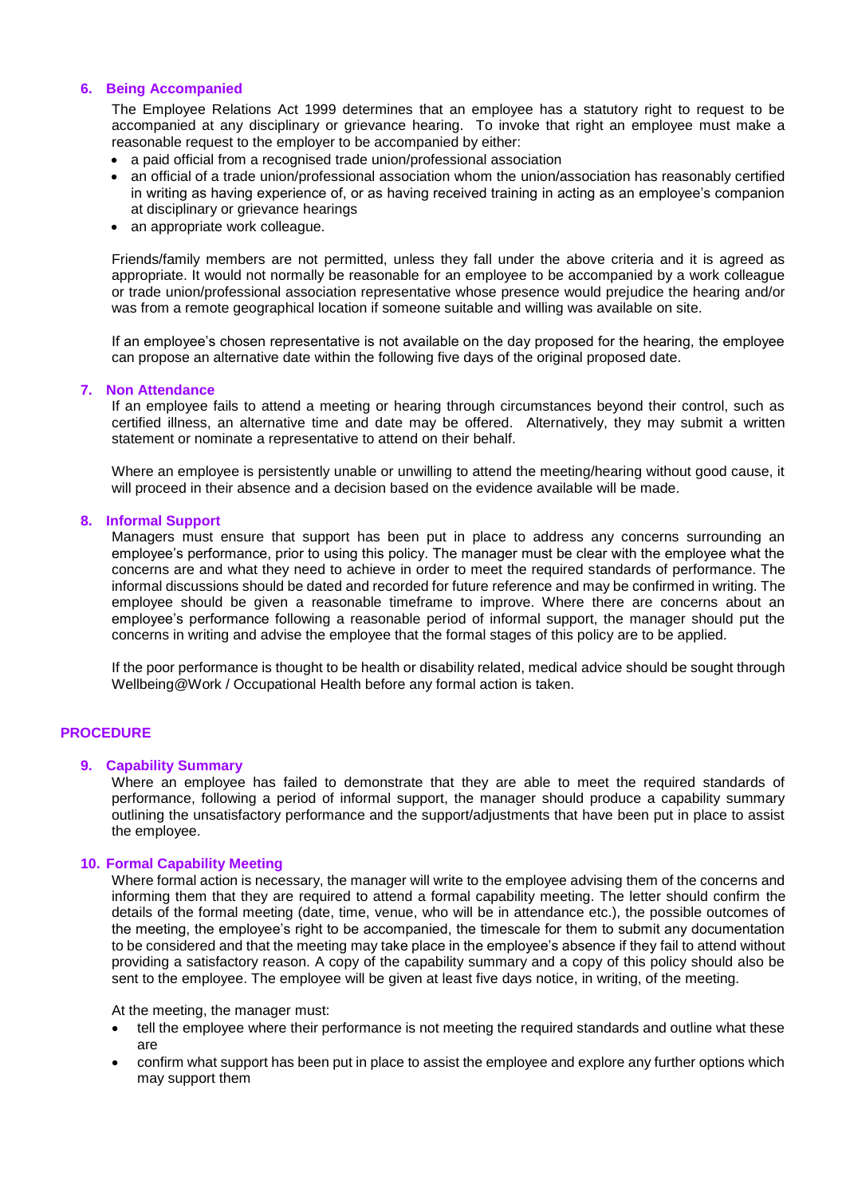### 6. Being Accompanied

The Employee Relations Act 1999 determines that an employee has a statutory right to request to be accompanied at any disciplinary or grievance hearing. To invoke that right an employee must make a reasonable request to the employer to be accompanied by either:

- a paid official from a recognised trade union/professional association
- an official of a trade union/professional association whom the union/association has reasonably certified in writing as having experience of, or as having received training in acting as an employee's companion at disciplinary or grievance hearings
- an appropriate work colleague.

Friends/family members are not permitted, unless they fall under the above criteria and it is agreed as appropriate. It would not normally be reasonable for an employee to be accompanied by a work colleague or trade union/professional association representative whose presence would prejudice the hearing and/or was from a remote geographical location if someone suitable and willing was available on site.

If an employee's chosen representative is not available on the day proposed for the hearing, the employee can propose an alternative date within the following five days of the original proposed date.

### 7. Non Attendance

If an employee fails to attend a meeting or hearing through circumstances beyond their control, such as certified illness, an alternative time and date may be offered. Alternatively, they may submit a written statement or nominate a representative to attend on their behalf.

Where an employee is persistently unable or unwilling to attend the meeting/hearing without good cause, it will proceed in their absence and a decision based on the evidence available will be made.

### 8. Informal Support

Managers must ensure that support has been put in place to address any concerns surrounding an employee's performance, prior to using this policy. The manager must be clear with the employee what the concerns are and what they need to achieve in order to meet the required standards of performance. The informal discussions should be dated and recorded for future reference and may be confirmed in writing. The employee should be given a reasonable timeframe to improve. Where there are concerns about an employee's performance following a reasonable period of informal support, the manager should put the concerns in writing and advise the employee that the formal stages of this policy are to be applied.

If the poor performance is thought to be health or disability related, medical advice should be sought through Wellbeing@Work / Occupational Health before any formal action is taken.

## PROCEDURE

### 9. Capability Summary

Where an employee has failed to demonstrate that they are able to meet the required standards of performance, following a period of informal support, the manager should produce a capability summary outlining the unsatisfactory performance and the support/adjustments that have been put in place to assist the employee.

### 10. Formal Capability Meeting

Where formal action is necessary, the manager will write to the employee advising them of the concerns and informing them that they are required to attend a formal capability meeting. The letter should confirm the details of the formal meeting (date, time, venue, who will be in attendance etc.), the possible outcomes of the meeting, the employee's right to be accompanied, the timescale for them to submit any documentation to be considered and that the meeting may take place in the employee's absence if they fail to attend without providing a satisfactory reason. A copy of the capability summary and a copy of this policy should also be sent to the employee. The employee will be given at least five days notice, in writing, of the meeting.

At the meeting, the manager must:

- tell the employee where their performance is not meeting the required standards and outline what these are
- confirm what support has been put in place to assist the employee and explore any further options which may support them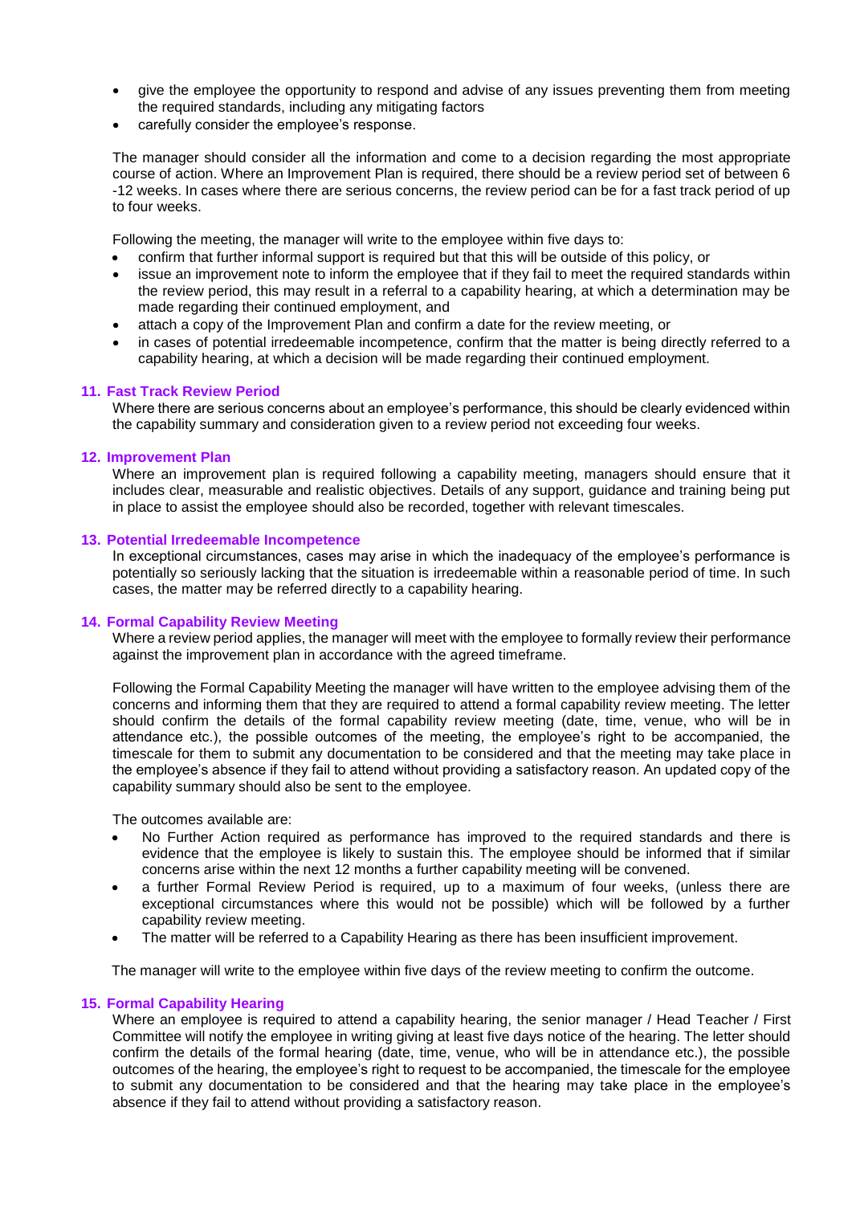- give the employee the opportunity to respond and advise of any issues preventing them from meeting the required standards, including any mitigating factors
- carefully consider the employee's response.

The manager should consider all the information and come to a decision regarding the most appropriate course of action. Where an Improvement Plan is required, there should be a review period set of between 6 -12 weeks. In cases where there are serious concerns, the review period can be for a fast track period of up to four weeks.

Following the meeting, the manager will write to the employee within five days to:

- confirm that further informal support is required but that this will be outside of this policy, or
- issue an improvement note to inform the employee that if they fail to meet the required standards within the review period, this may result in a referral to a capability hearing, at which a determination may be made regarding their continued employment, and
- attach a copy of the Improvement Plan and confirm a date for the review meeting, or
- in cases of potential irredeemable incompetence, confirm that the matter is being directly referred to a capability hearing, at which a decision will be made regarding their continued employment.

## 11. Fast Track Review Period

Where there are serious concerns about an employee's performance, this should be clearly evidenced within the capability summary and consideration given to a review period not exceeding four weeks.

## 12. Improvement Plan

Where an improvement plan is required following a capability meeting, managers should ensure that it includes clear, measurable and realistic objectives. Details of any support, guidance and training being put in place to assist the employee should also be recorded, together with relevant timescales.

## 13. Potential Irredeemable Incompetence

In exceptional circumstances, cases may arise in which the inadequacy of the employee's performance is potentially so seriously lacking that the situation is irredeemable within a reasonable period of time. In such cases, the matter may be referred directly to a capability hearing.

## 14. Formal Capability Review Meeting

Where a review period applies, the manager will meet with the employee to formally review their performance against the improvement plan in accordance with the agreed timeframe.

Following the Formal Capability Meeting the manager will have written to the employee advising them of the concerns and informing them that they are required to attend a formal capability review meeting. The letter should confirm the details of the formal capability review meeting (date, time, venue, who will be in attendance etc.), the possible outcomes of the meeting, the employee's right to be accompanied, the timescale for them to submit any documentation to be considered and that the meeting may take place in the employee's absence if they fail to attend without providing a satisfactory reason. An updated copy of the capability summary should also be sent to the employee.

The outcomes available are:

- No Further Action required as performance has improved to the required standards and there is evidence that the employee is likely to sustain this. The employee should be informed that if similar concerns arise within the next 12 months a further capability meeting will be convened.
- a further Formal Review Period is required, up to a maximum of four weeks, (unless there are exceptional circumstances where this would not be possible) which will be followed by a further capability review meeting.
- The matter will be referred to a Capability Hearing as there has been insufficient improvement.

The manager will write to the employee within five days of the review meeting to confirm the outcome.

## 15. Formal Capability Hearing

Where an employee is required to attend a capability hearing, the senior manager / Head Teacher / First Committee will notify the employee in writing giving at least five days notice of the hearing. The letter should confirm the details of the formal hearing (date, time, venue, who will be in attendance etc.), the possible outcomes of the hearing, the employee's right to request to be accompanied, the timescale for the employee to submit any documentation to be considered and that the hearing may take place in the employee's absence if they fail to attend without providing a satisfactory reason.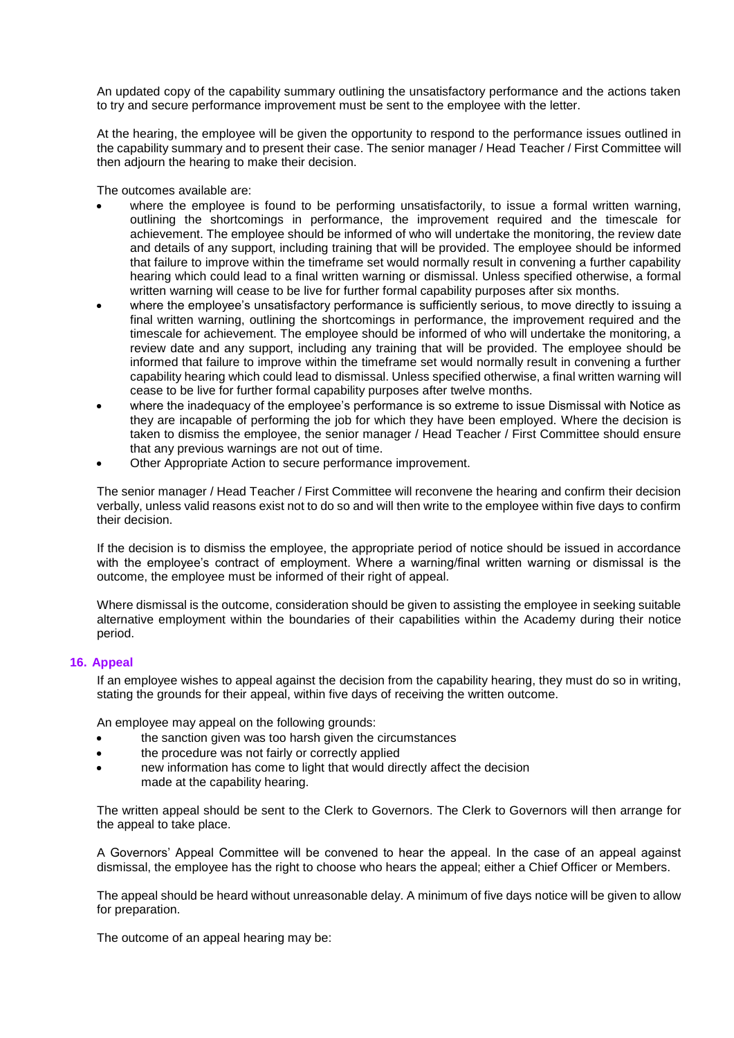An updated copy of the capability summary outlining the unsatisfactory performance and the actions taken to try and secure performance improvement must be sent to the employee with the letter.

At the hearing, the employee will be given the opportunity to respond to the performance issues outlined in the capability summary and to present their case. The senior manager / Head Teacher / First Committee will then adjourn the hearing to make their decision.

The outcomes available are:

- where the employee is found to be performing unsatisfactorily, to issue a formal written warning, outlining the shortcomings in performance, the improvement required and the timescale for achievement. The employee should be informed of who will undertake the monitoring, the review date and details of any support, including training that will be provided. The employee should be informed that failure to improve within the timeframe set would normally result in convening a further capability hearing which could lead to a final written warning or dismissal. Unless specified otherwise, a formal written warning will cease to be live for further formal capability purposes after six months.
- where the employee's unsatisfactory performance is sufficiently serious, to move directly to issuing a final written warning, outlining the shortcomings in performance, the improvement required and the timescale for achievement. The employee should be informed of who will undertake the monitoring, a review date and any support, including any training that will be provided. The employee should be informed that failure to improve within the timeframe set would normally result in convening a further capability hearing which could lead to dismissal. Unless specified otherwise, a final written warning will cease to be live for further formal capability purposes after twelve months.
- where the inadequacy of the employee's performance is so extreme to issue Dismissal with Notice as they are incapable of performing the job for which they have been employed. Where the decision is taken to dismiss the employee, the senior manager / Head Teacher / First Committee should ensure that any previous warnings are not out of time.
- Other Appropriate Action to secure performance improvement.

The senior manager / Head Teacher / First Committee will reconvene the hearing and confirm their decision verbally, unless valid reasons exist not to do so and will then write to the employee within five days to confirm their decision.

If the decision is to dismiss the employee, the appropriate period of notice should be issued in accordance with the employee's contract of employment. Where a warning/final written warning or dismissal is the outcome, the employee must be informed of their right of appeal.

Where dismissal is the outcome, consideration should be given to assisting the employee in seeking suitable alternative employment within the boundaries of their capabilities within the Academy during their notice period.

## 16. Appeal

If an employee wishes to appeal against the decision from the capability hearing, they must do so in writing, stating the grounds for their appeal, within five days of receiving the written outcome.

An employee may appeal on the following grounds:

- the sanction given was too harsh given the circumstances
- the procedure was not fairly or correctly applied
- new information has come to light that would directly affect the decision made at the capability hearing.

The written appeal should be sent to the Clerk to Governors. The Clerk to Governors will then arrange for the appeal to take place.

A Governors' Appeal Committee will be convened to hear the appeal. In the case of an appeal against dismissal, the employee has the right to choose who hears the appeal; either a Chief Officer or Members.

The appeal should be heard without unreasonable delay. A minimum of five days notice will be given to allow for preparation.

The outcome of an appeal hearing may be: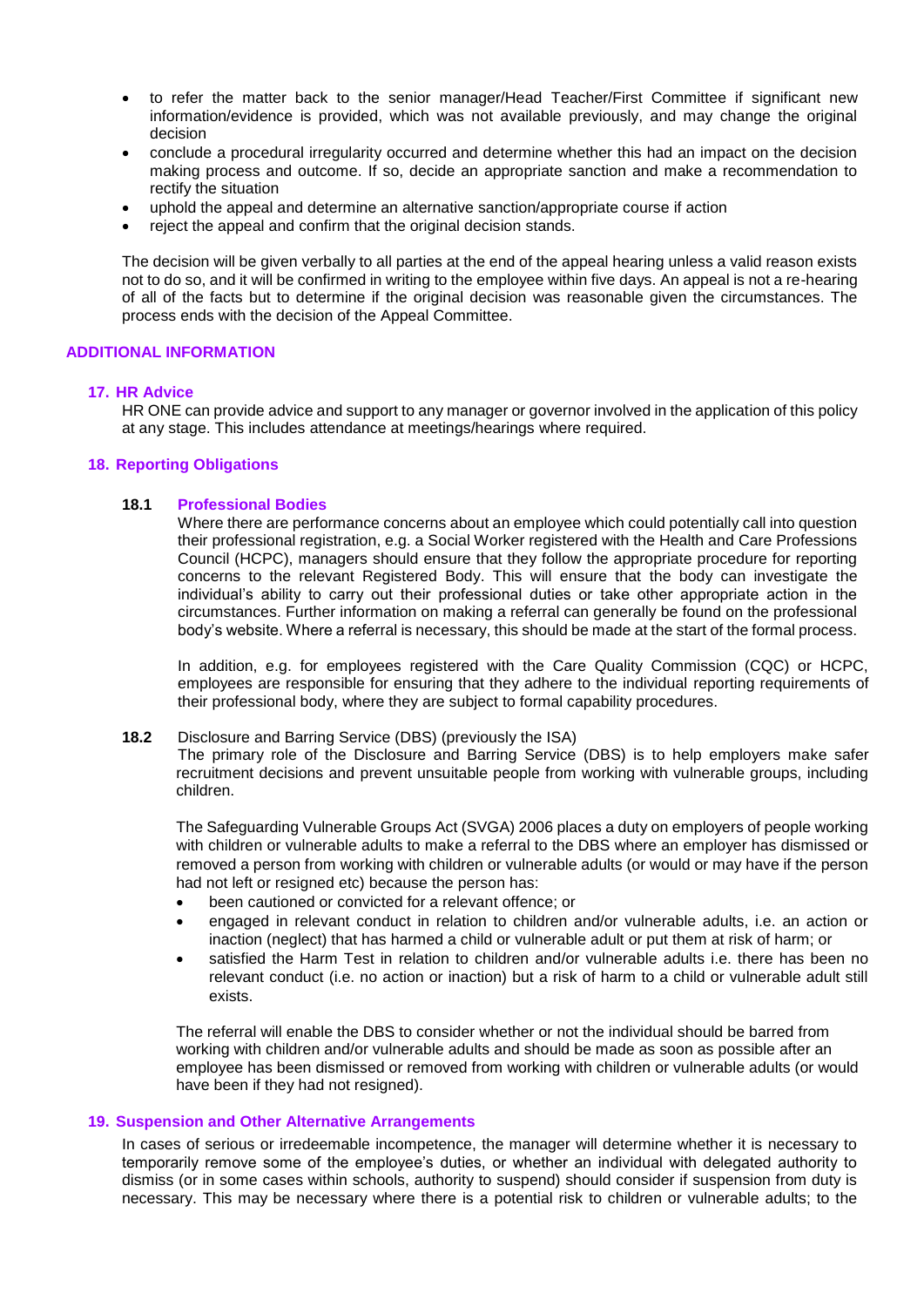- to refer the matter back to the senior manager/Head Teacher/First Committee if significant new information/evidence is provided, which was not available previously, and may change the original decision
- conclude a procedural irregularity occurred and determine whether this had an impact on the decision making process and outcome. If so, decide an appropriate sanction and make a recommendation to rectify the situation
- uphold the appeal and determine an alternative sanction/appropriate course if action
- reject the appeal and confirm that the original decision stands.

The decision will be given verbally to all parties at the end of the appeal hearing unless a valid reason exists not to do so, and it will be confirmed in writing to the employee within five days. An appeal is not a re-hearing of all of the facts but to determine if the original decision was reasonable given the circumstances. The process ends with the decision of the Appeal Committee.

## ADDITIONAL INFORMATION

### 17. HR Advice

HR ONE can provide advice and support to any manager or governor involved in the application of this policy at any stage. This includes attendance at meetings/hearings where required.

### 18. Reporting Obligations

#### 18.1 Professional Bodies

Where there are performance concerns about an employee which could potentially call into question their professional registration, e.g. a Social Worker registered with the Health and Care Professions Council (HCPC), managers should ensure that they follow the appropriate procedure for reporting concerns to the relevant Registered Body. This will ensure that the body can investigate the individual's ability to carry out their professional duties or take other appropriate action in the circumstances. Further information on making a referral can generally be found on the professional body's website. Where a referral is necessary, this should be made at the start of the formal process.

In addition, e.g. for employees registered with the Care Quality Commission (CQC) or HCPC, employees are responsible for ensuring that they adhere to the individual reporting requirements of their professional body, where they are subject to formal capability procedures.

**18.2** Disclosure and Barring Service (DBS) (previously the ISA)

The primary role of the Disclosure and Barring Service (DBS) is to help employers make safer recruitment decisions and prevent unsuitable people from working with vulnerable groups, including children.

The Safeguarding Vulnerable Groups Act (SVGA) 2006 places a duty on employers of people working with children or vulnerable adults to make a referral to the DBS where an employer has dismissed or removed a person from working with children or vulnerable adults (or would or may have if the person had not left or resigned etc) because the person has:

- been cautioned or convicted for a relevant offence; or
- engaged in relevant conduct in relation to children and/or vulnerable adults, i.e. an action or inaction (neglect) that has harmed a child or vulnerable adult or put them at risk of harm; or
- satisfied the Harm Test in relation to children and/or vulnerable adults i.e. there has been no relevant conduct (i.e. no action or inaction) but a risk of harm to a child or vulnerable adult still exists.

The referral will enable the DBS to consider whether or not the individual should be barred from working with children and/or vulnerable adults and should be made as soon as possible after an employee has been dismissed or removed from working with children or vulnerable adults (or would have been if they had not resigned).

### 19. Suspension and Other Alternative Arrangements

In cases of serious or irredeemable incompetence, the manager will determine whether it is necessary to temporarily remove some of the employee's duties, or whether an individual with delegated authority to dismiss (or in some cases within schools, authority to suspend) should consider if suspension from duty is necessary. This may be necessary where there is a potential risk to children or vulnerable adults; to the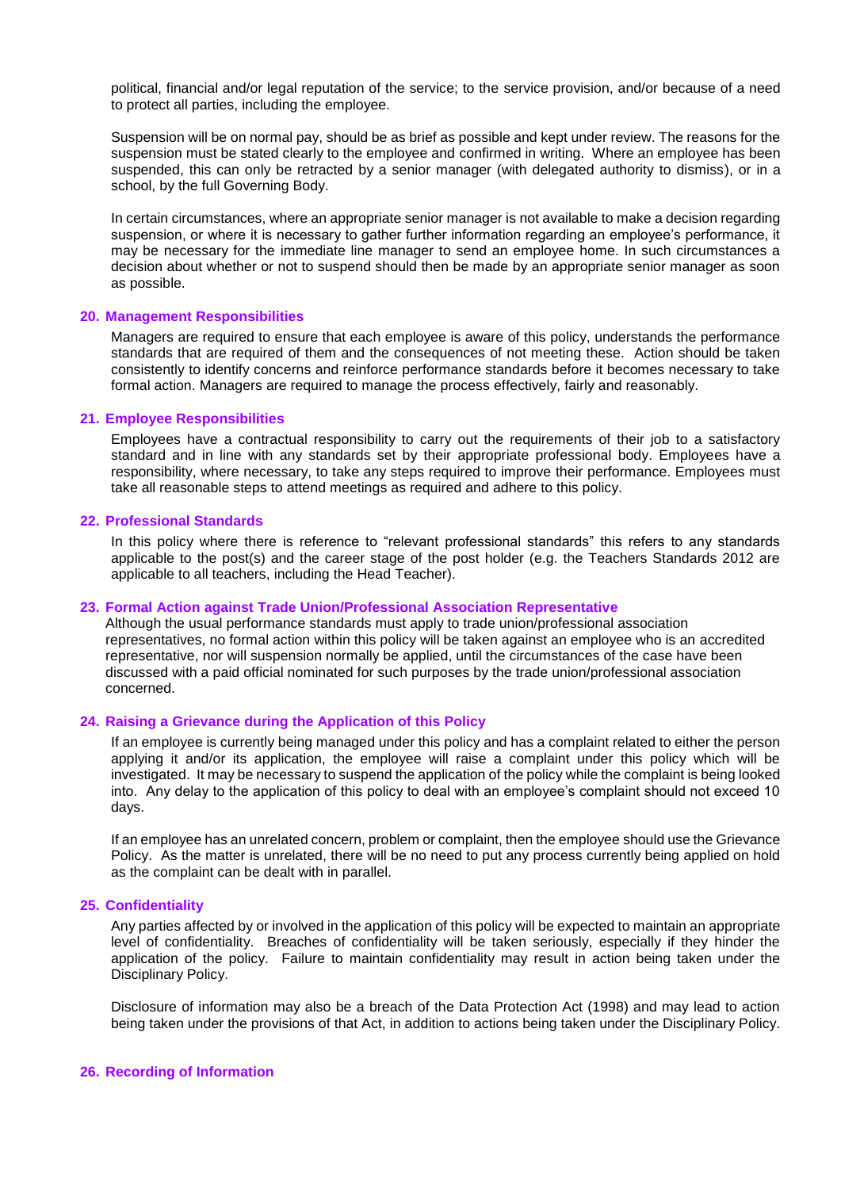political, financial and/or legal reputation of the service; to the service provision, and/or because of a need to protect all parties, including the employee.

Suspension will be on normal pay, should be as brief as possible and kept under review. The reasons for the suspension must be stated clearly to the employee and confirmed in writing. Where an employee has been suspended, this can only be retracted by a senior manager (with delegated authority to dismiss), or in a school, by the full Governing Body.

In certain circumstances, where an appropriate senior manager is not available to make a decision regarding suspension, or where it is necessary to gather further information regarding an employee's performance, it may be necessary for the immediate line manager to send an employee home. In such circumstances a decision about whether or not to suspend should then be made by an appropriate senior manager as soon as possible.

## 20. Management Responsibilities

Managers are required to ensure that each employee is aware of this policy, understands the performance standards that are required of them and the consequences of not meeting these. Action should be taken consistently to identify concerns and reinforce performance standards before it becomes necessary to take formal action. Managers are required to manage the process effectively, fairly and reasonably.

## 21. Employee Responsibilities

Employees have a contractual responsibility to carry out the requirements of their job to a satisfactory standard and in line with any standards set by their appropriate professional body. Employees have a responsibility, where necessary, to take any steps required to improve their performance. Employees must take all reasonable steps to attend meetings as required and adhere to this policy.

## 22. Professional Standards

In this policy where there is reference to "relevant professional standards" this refers to any standards applicable to the post(s) and the career stage of the post holder (e.g. the Teachers Standards 2012 are applicable to all teachers, including the Head Teacher).

## 23. Formal Action against Trade Union/Professional Association Representative

Although the usual performance standards must apply to trade union/professional association representatives, no formal action within this policy will be taken against an employee who is an accredited representative, nor will suspension normally be applied, until the circumstances of the case have been discussed with a paid official nominated for such purposes by the trade union/professional association concerned.

## 24. Raising a Grievance during the Application of this Policy

If an employee is currently being managed under this policy and has a complaint related to either the person applying it and/or its application, the employee will raise a complaint under this policy which will be investigated. It may be necessary to suspend the application of the policy while the complaint is being looked into. Any delay to the application of this policy to deal with an employee's complaint should not exceed 10 days.

If an employee has an unrelated concern, problem or complaint, then the employee should use the Grievance Policy. As the matter is unrelated, there will be no need to put any process currently being applied on hold as the complaint can be dealt with in parallel.

## 25. Confidentiality

Any parties affected by or involved in the application of this policy will be expected to maintain an appropriate level of confidentiality. Breaches of confidentiality will be taken seriously, especially if they hinder the application of the policy. Failure to maintain confidentiality may result in action being taken under the Disciplinary Policy.

Disclosure of information may also be a breach of the Data Protection Act (1998) and may lead to action being taken under the provisions of that Act, in addition to actions being taken under the Disciplinary Policy.

## 26. Recording of Information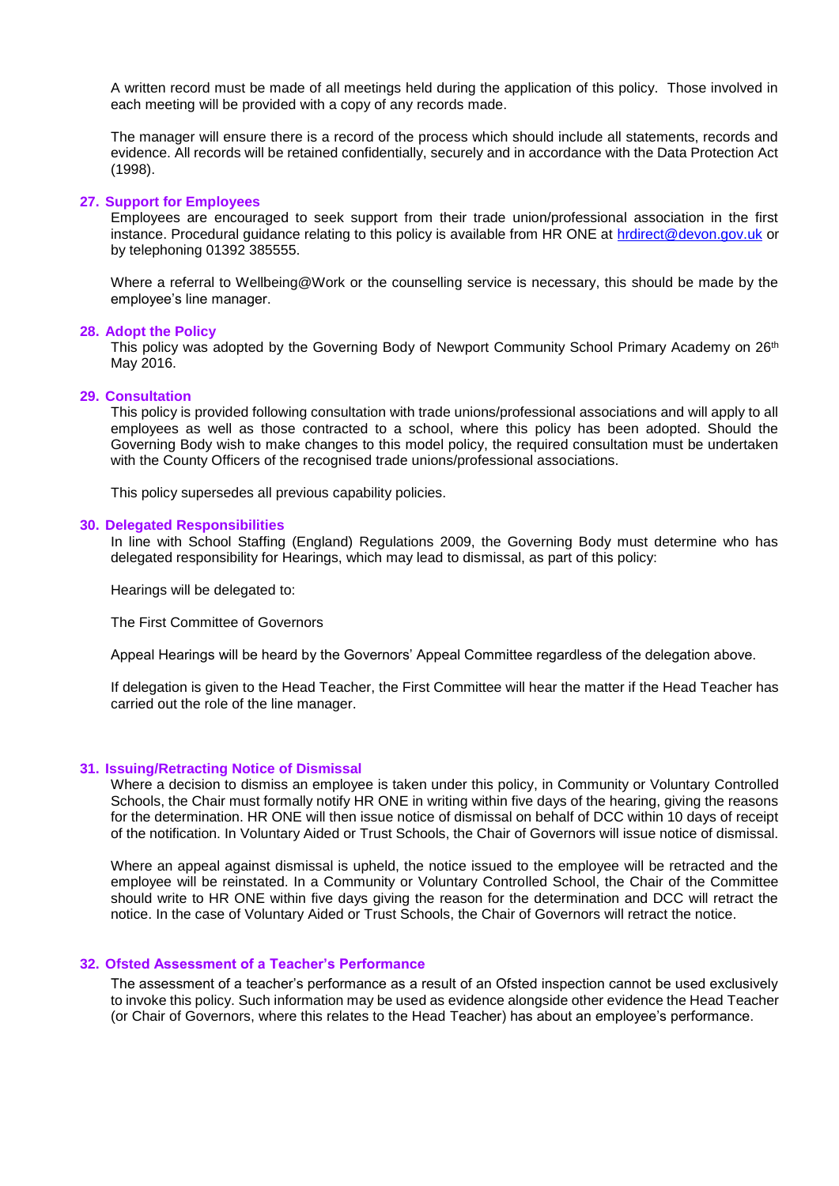A written record must be made of all meetings held during the application of this policy. Those involved in each meeting will be provided with a copy of any records made.

The manager will ensure there is a record of the process which should include all statements, records and evidence. All records will be retained confidentially, securely and in accordance with the Data Protection Act (1998).

## 27. Support for Employees

Employees are encouraged to seek support from their trade union/professional association in the first instance. Procedural guidance relating to this policy is available from HR ONE at hrdirect@devon.gov.uk or by telephoning 01392 385555.

Where a referral to Wellbeing@Work or the counselling service is necessary, this should be made by the employee's line manager.

## 28. Adopt the Policy

This policy was adopted by the Governing Body of Newport Community School Primary Academy on 26th May 2016.

## 29. Consultation

This policy is provided following consultation with trade unions/professional associations and will apply to all employees as well as those contracted to a school, where this policy has been adopted. Should the Governing Body wish to make changes to this model policy, the required consultation must be undertaken with the County Officers of the recognised trade unions/professional associations.

This policy supersedes all previous capability policies.

## 30. Delegated Responsibilities

In line with School Staffing (England) Regulations 2009, the Governing Body must determine who has delegated responsibility for Hearings, which may lead to dismissal, as part of this policy:

Hearings will be delegated to:

The First Committee of Governors

Appeal Hearings will be heard by the Governors' Appeal Committee regardless of the delegation above.

If delegation is given to the Head Teacher, the First Committee will hear the matter if the Head Teacher has carried out the role of the line manager.

## 31. Issuing/Retracting Notice of Dismissal

Where a decision to dismiss an employee is taken under this policy, in Community or Voluntary Controlled Schools, the Chair must formally notify HR ONE in writing within five days of the hearing, giving the reasons for the determination. HR ONE will then issue notice of dismissal on behalf of DCC within 10 days of receipt of the notification. In Voluntary Aided or Trust Schools, the Chair of Governors will issue notice of dismissal.

Where an appeal against dismissal is upheld, the notice issued to the employee will be retracted and the employee will be reinstated. In a Community or Voluntary Controlled School, the Chair of the Committee should write to HR ONE within five days giving the reason for the determination and DCC will retract the notice. In the case of Voluntary Aided or Trust Schools, the Chair of Governors will retract the notice.

## 32. Ofsted Assessment of a Teacher's Performance

The assessment of a teacher's performance as a result of an Ofsted inspection cannot be used exclusively to invoke this policy. Such information may be used as evidence alongside other evidence the Head Teacher (or Chair of Governors, where this relates to the Head Teacher) has about an employee's performance.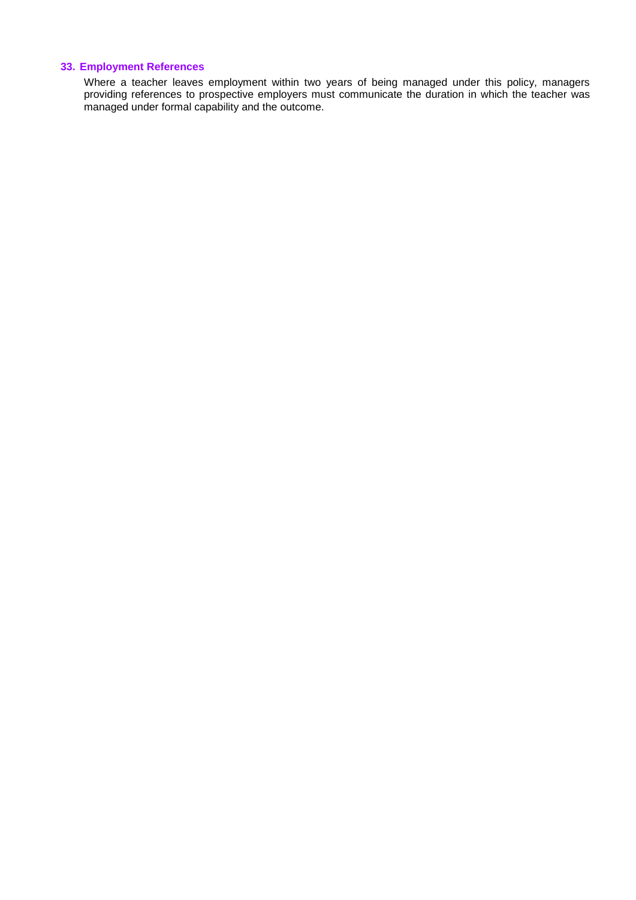## 33. Employment References

Where a teacher leaves employment within two years of being managed under this policy, managers providing references to prospective employers must communicate the duration in which the teacher was managed under formal capability and the outcome.